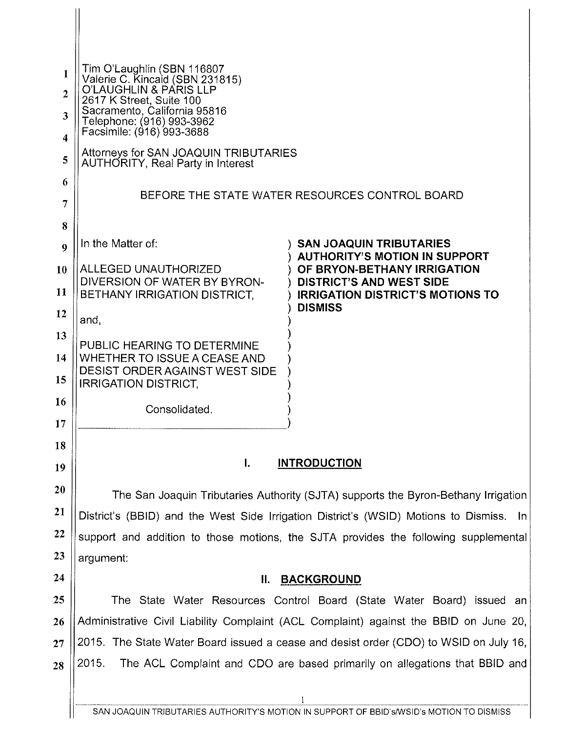Tim O'Laughlin (SBN 116807
Valerie C. Kincaid (SBN 231815)
O'LAUGHLIN & PARIS LLP
2617 K Street, Suite 100
Sacramento, California 95816
Telephone: (916) 993-3962
Facsimile: (916) 993-3688

Attorneys for SAN JOAQUIN TRIBUTARIES AUTHORITY, Real Party in Interest

BEFORE THE STATE WATER RESOURCES CONTROL BOARD

In the Matter of:

ALLEGED UNAUTHORIZED DIVERSION OF WATER BY BYRON-BETHANY IRRIGATION DISTRICT,

and,

PUBLIC HEARING TO DETERMINE WHETHER TO ISSUE A CEASE AND DESIST ORDER AGAINST WEST SIDE IRRIGATION DISTRICT,

Consolidated.

**SAN JOAQUIN TRIBUTARIES AUTHORITY'S MOTION IN SUPPORT OF BRYON-BETHANY IRRIGATION DISTRICT'S AND WEST SIDE IRRIGATION DISTRICT'S MOTIONS TO DISMISS**

## I. INTRODUCTION

The San Joaquin Tributaries Authority (SJTA) supports the Byron-Bethany Irrigation District's (BBID) and the West Side Irrigation District's (WSID) Motions to Dismiss. In support and addition to those motions, the SJTA provides the following supplemental argument:

## II. BACKGROUND

The State Water Resources Control Board (State Water Board) issued an Administrative Civil Liability Complaint (ACL Complaint) against the BBID on June 20, 2015. The State Water Board issued a cease and desist order (CDO) to WSID on July 16, 2015. The ACL Complaint and CDO are based primarily on allegations that BBID and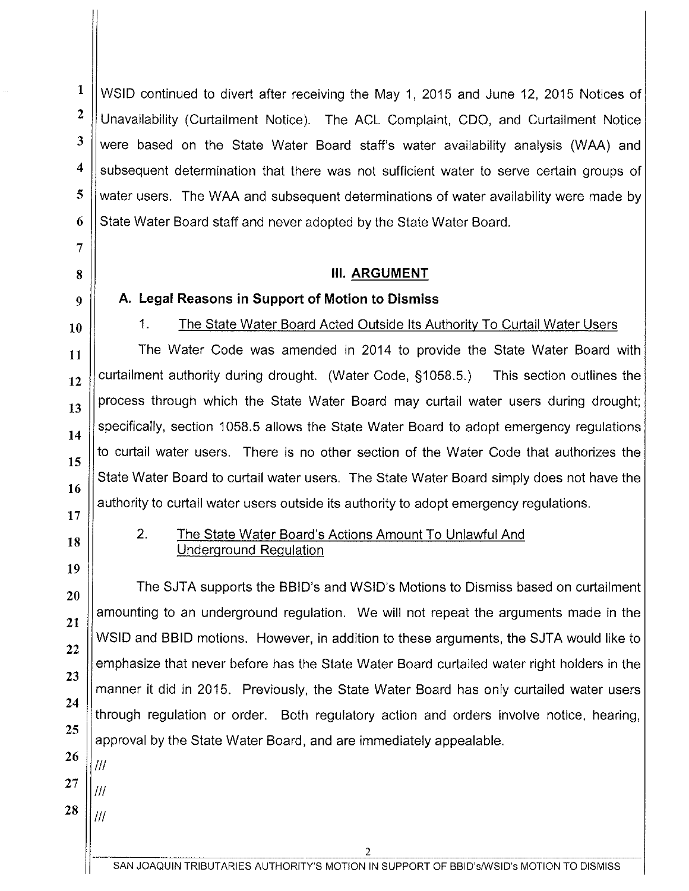WSID continued to divert after receiving the May 1, 2015 and June 12, 2015 Notices of Unavailability (Curtailment Notice). The ACL Complaint, CDO, and Curtailment Notice were based on the State Water Board staff's water availability analysis (WAA) and subsequent determination that there was not sufficient water to serve certain groups of water users. The WAA and subsequent determinations of water availability were made by State Water Board staff and never adopted by the State Water Board.

## III. ARGUMENT

### A. Legal Reasons in Support of Motion to Dismiss

#### 1. The State Water Board Acted Outside Its Authority To Curtail Water Users

The Water Code was amended in 2014 to provide the State Water Board with curtailment authority during drought. (Water Code, §1058.5.) This section outlines the process through which the State Water Board may curtail water users during drought; specifically, section 1058.5 allows the State Water Board to adopt emergency regulations to curtail water users. There is no other section of the Water Code that authorizes the State Water Board to curtail water users. The State Water Board simply does not have the authority to curtail water users outside its authority to adopt emergency regulations.

#### 2. The State Water Board's Actions Amount To Unlawful And Underground Regulation

The SJTA supports the BBID's and WSID's Motions to Dismiss based on curtailment amounting to an underground regulation. We will not repeat the arguments made in the WSID and BBID motions. However, in addition to these arguments, the SJTA would like to emphasize that never before has the State Water Board curtailed water right holders in the manner it did in 2015. Previously, the State Water Board has only curtailed water users through regulation or order. Both regulatory action and orders involve notice, hearing, approval by the State Water Board, and are immediately appealable.

///

///

///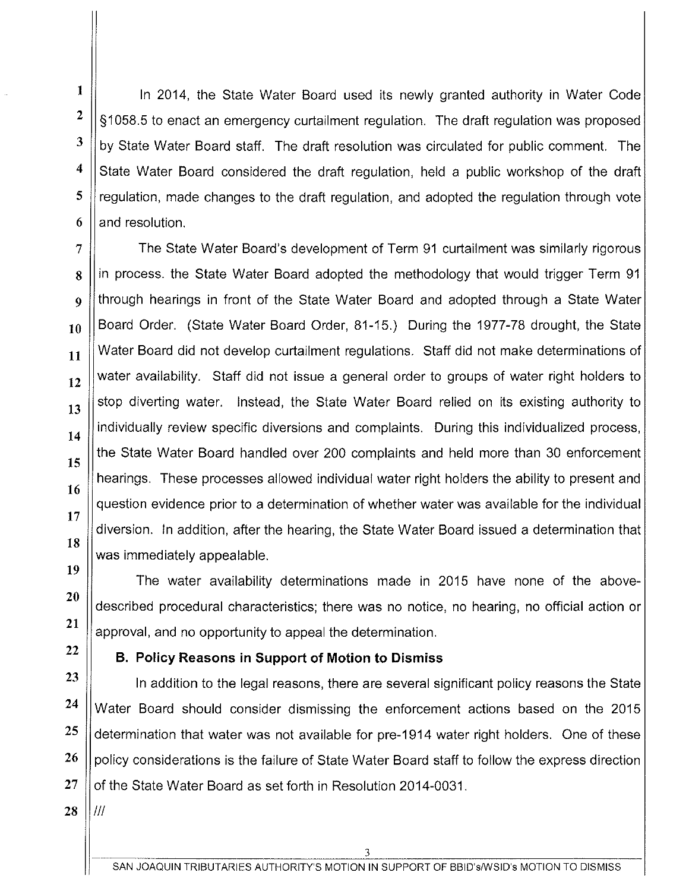In 2014, the State Water Board used its newly granted authority in Water Code §1058.5 to enact an emergency curtailment regulation. The draft regulation was proposed by State Water Board staff. The draft resolution was circulated for public comment. The State Water Board considered the draft regulation, held a public workshop of the draft regulation, made changes to the draft regulation, and adopted the regulation through vote and resolution.

The State Water Board's development of Term 91 curtailment was similarly rigorous in process. the State Water Board adopted the methodology that would trigger Term 91 through hearings in front of the State Water Board and adopted through a State Water Board Order. (State Water Board Order, 81-15.) During the 1977-78 drought, the State Water Board did not develop curtailment regulations. Staff did not make determinations of water availability. Staff did not issue a general order to groups of water right holders to stop diverting water. Instead, the State Water Board relied on its existing authority to individually review specific diversions and complaints. During this individualized process, the State Water Board handled over 200 complaints and held more than 30 enforcement hearings. These processes allowed individual water right holders the ability to present and question evidence prior to a determination of whether water was available for the individual diversion. In addition, after the hearing, the State Water Board issued a determination that was immediately appealable.

The water availability determinations made in 2015 have none of the above-described procedural characteristics; there was no notice, no hearing, no official action or approval, and no opportunity to appeal the determination.

**B. Policy Reasons in Support of Motion to Dismiss**

In addition to the legal reasons, there are several significant policy reasons the State Water Board should consider dismissing the enforcement actions based on the 2015 determination that water was not available for pre-1914 water right holders. One of these policy considerations is the failure of State Water Board staff to follow the express direction of the State Water Board as set forth in Resolution 2014-0031.

///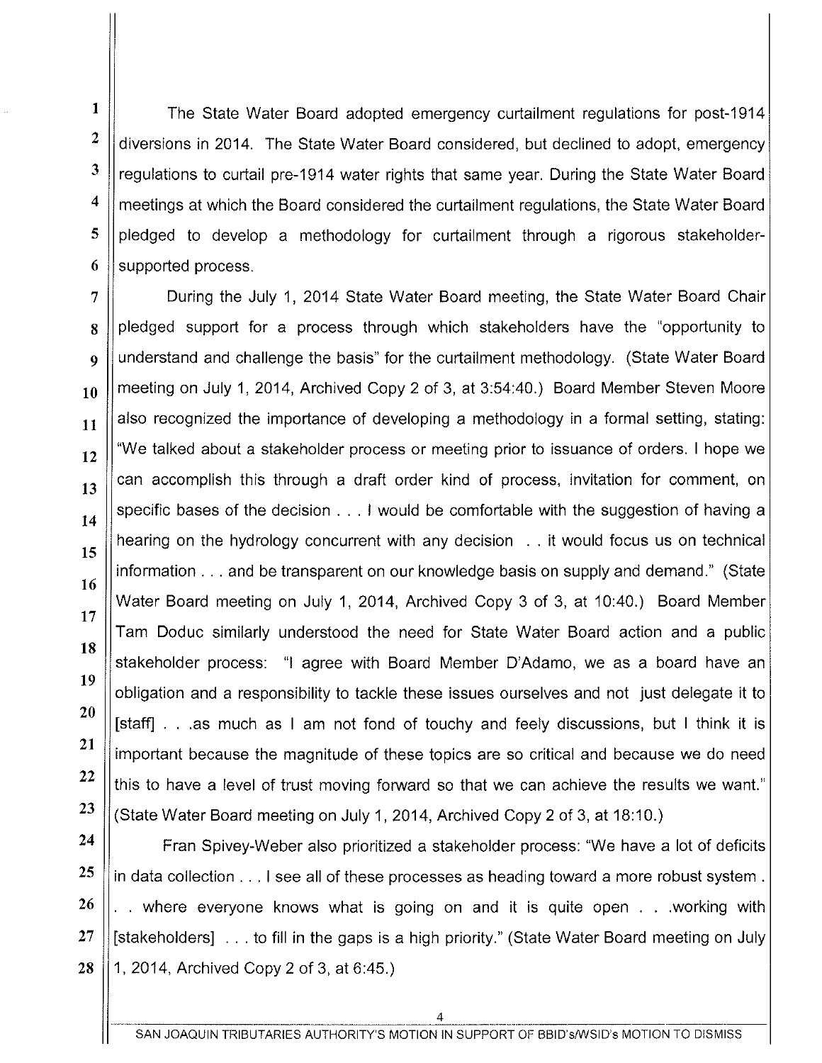The State Water Board adopted emergency curtailment regulations for post-1914 diversions in 2014. The State Water Board considered, but declined to adopt, emergency regulations to curtail pre-1914 water rights that same year. During the State Water Board meetings at which the Board considered the curtailment regulations, the State Water Board pledged to develop a methodology for curtailment through a rigorous stakeholder-supported process.

During the July 1, 2014 State Water Board meeting, the State Water Board Chair pledged support for a process through which stakeholders have the "opportunity to understand and challenge the basis" for the curtailment methodology. (State Water Board meeting on July 1, 2014, Archived Copy 2 of 3, at 3:54:40.) Board Member Steven Moore also recognized the importance of developing a methodology in a formal setting, stating: "We talked about a stakeholder process or meeting prior to issuance of orders. I hope we can accomplish this through a draft order kind of process, invitation for comment, on specific bases of the decision . . . I would be comfortable with the suggestion of having a hearing on the hydrology concurrent with any decision . . it would focus us on technical information . . . and be transparent on our knowledge basis on supply and demand." (State Water Board meeting on July 1, 2014, Archived Copy 3 of 3, at 10:40.) Board Member Tam Doduc similarly understood the need for State Water Board action and a public stakeholder process: "I agree with Board Member D'Adamo, we as a board have an obligation and a responsibility to tackle these issues ourselves and not just delegate it to [staff] . . .as much as I am not fond of touchy and feely discussions, but I think it is important because the magnitude of these topics are so critical and because we do need this to have a level of trust moving forward so that we can achieve the results we want." (State Water Board meeting on July 1, 2014, Archived Copy 2 of 3, at 18:10.)

Fran Spivey-Weber also prioritized a stakeholder process: "We have a lot of deficits in data collection . . . I see all of these processes as heading toward a more robust system . . . where everyone knows what is going on and it is quite open . . .working with [stakeholders] . . . to fill in the gaps is a high priority." (State Water Board meeting on July 1, 2014, Archived Copy 2 of 3, at 6:45.)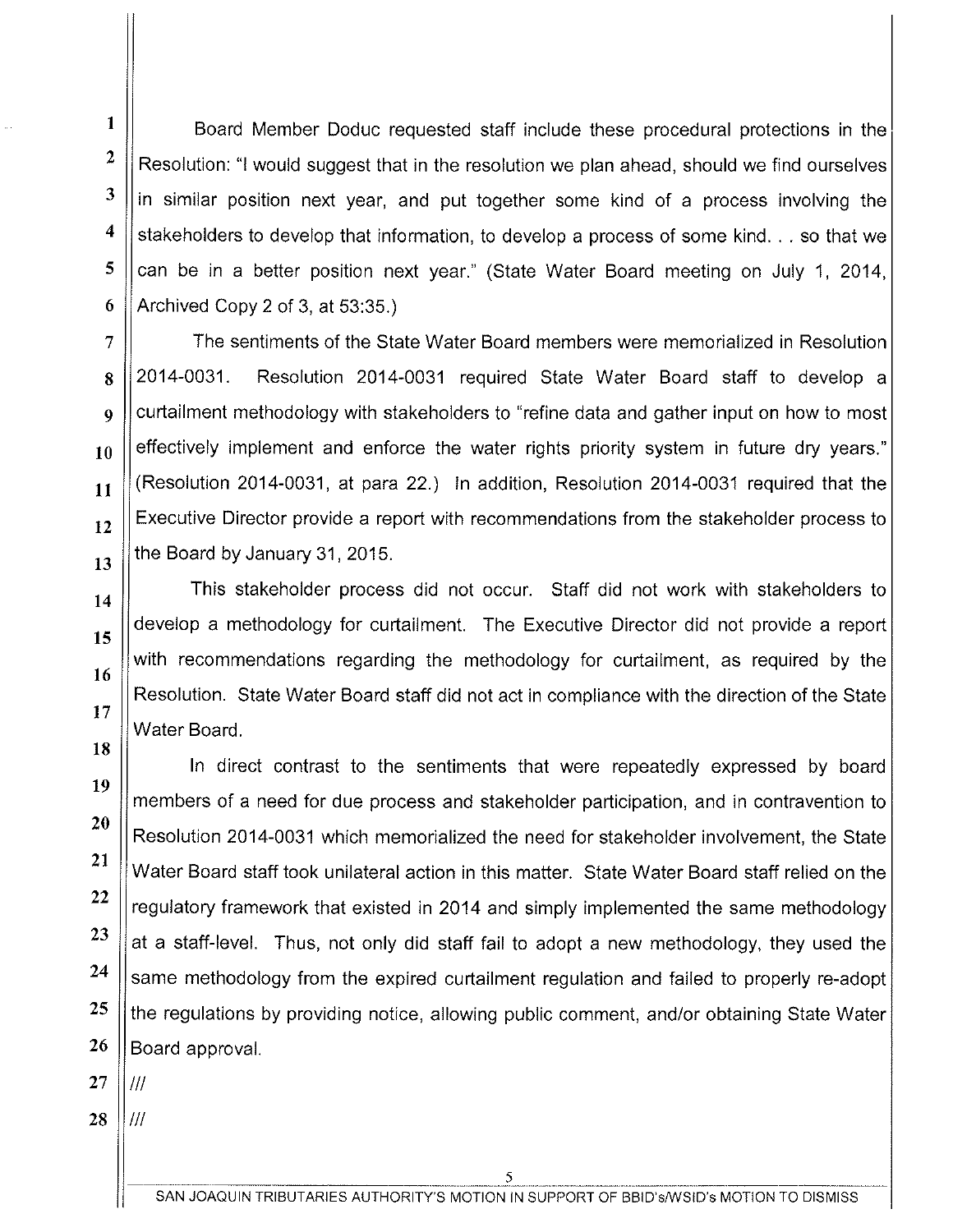Board Member Doduc requested staff include these procedural protections in the Resolution: "I would suggest that in the resolution we plan ahead, should we find ourselves in similar position next year, and put together some kind of a process involving the stakeholders to develop that information, to develop a process of some kind. . . so that we can be in a better position next year." (State Water Board meeting on July 1, 2014, Archived Copy 2 of 3, at 53:35.)

The sentiments of the State Water Board members were memorialized in Resolution 2014-0031. Resolution 2014-0031 required State Water Board staff to develop a curtailment methodology with stakeholders to "refine data and gather input on how to most effectively implement and enforce the water rights priority system in future dry years." (Resolution 2014-0031, at para 22.) In addition, Resolution 2014-0031 required that the Executive Director provide a report with recommendations from the stakeholder process to the Board by January 31, 2015.

This stakeholder process did not occur. Staff did not work with stakeholders to develop a methodology for curtailment. The Executive Director did not provide a report with recommendations regarding the methodology for curtailment, as required by the Resolution. State Water Board staff did not act in compliance with the direction of the State Water Board.

In direct contrast to the sentiments that were repeatedly expressed by board members of a need for due process and stakeholder participation, and in contravention to Resolution 2014-0031 which memorialized the need for stakeholder involvement, the State Water Board staff took unilateral action in this matter. State Water Board staff relied on the regulatory framework that existed in 2014 and simply implemented the same methodology at a staff-level. Thus, not only did staff fail to adopt a new methodology, they used the same methodology from the expired curtailment regulation and failed to properly re-adopt the regulations by providing notice, allowing public comment, and/or obtaining State Water Board approval.

///

///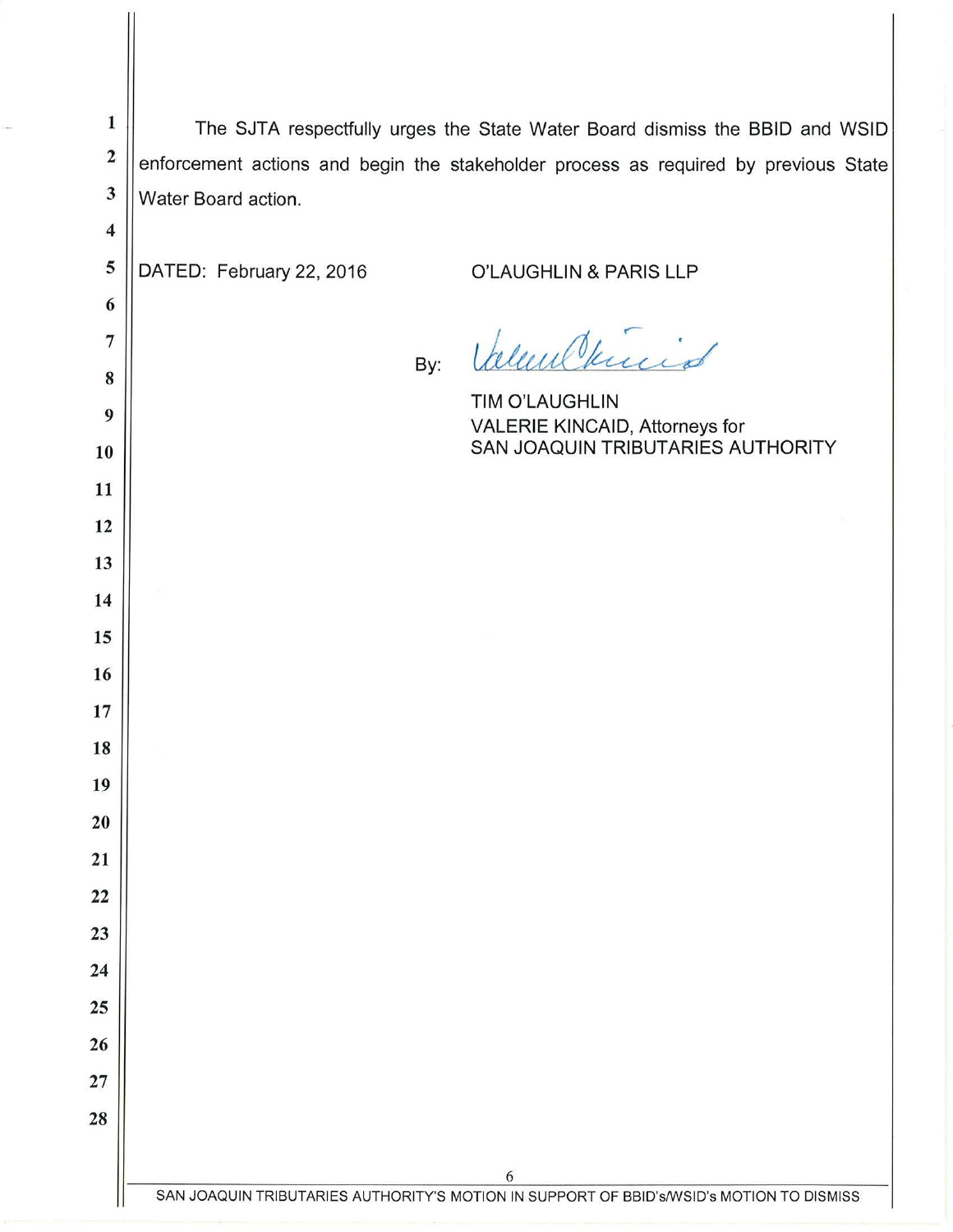The SJTA respectfully urges the State Water Board dismiss the BBID and WSID enforcement actions and begin the stakeholder process as required by previous State Water Board action.

DATED: February 22, 2016

O'LAUGHLIN & PARIS LLP

By: Valerie Kincaid

TIM O'LAUGHLIN
VALERIE KINCAID, Attorneys for
SAN JOAQUIN TRIBUTARIES AUTHORITY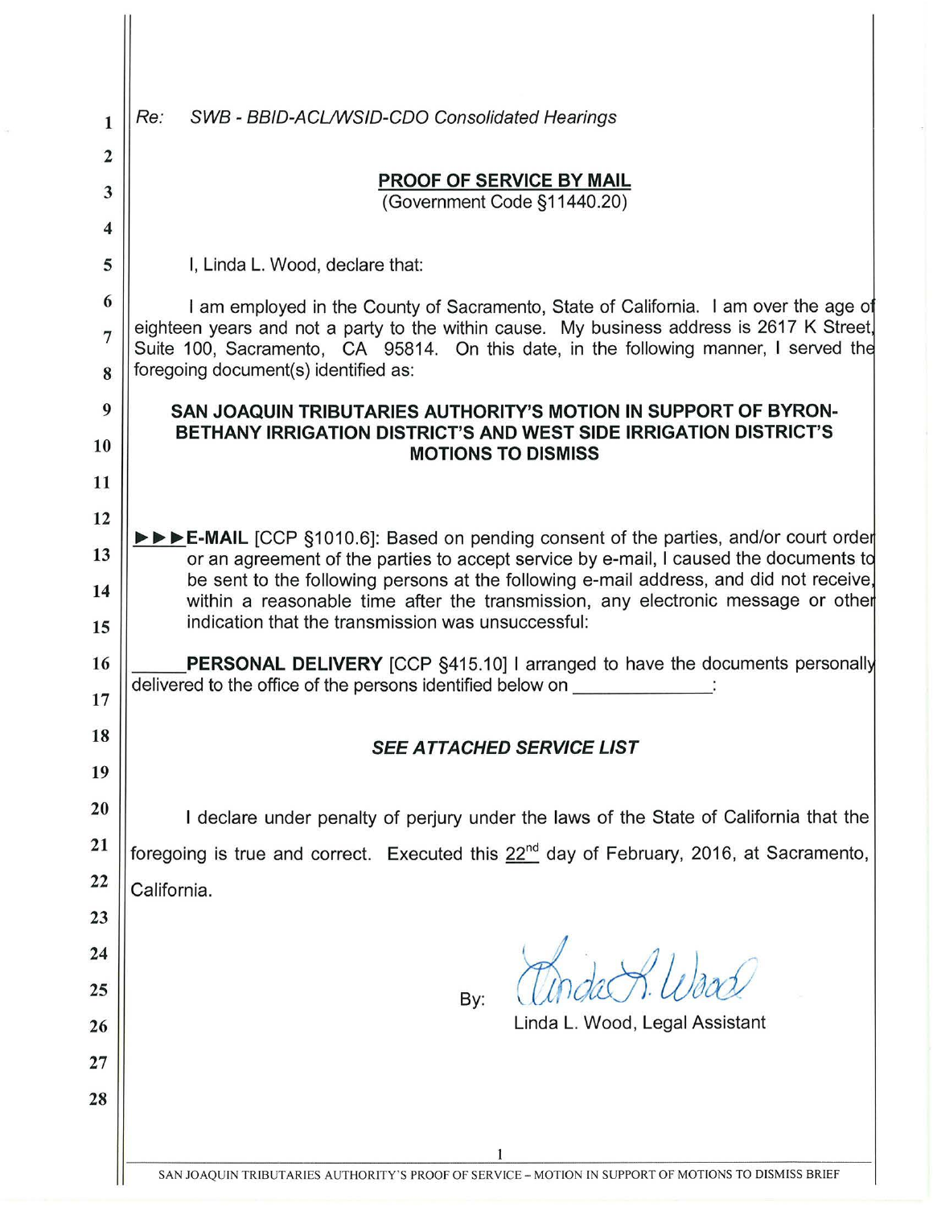*Re: SWB - BBID-ACL/WSID-CDO Consolidated Hearings*

## PROOF OF SERVICE BY MAIL

(Government Code §11440.20)

I, Linda L. Wood, declare that:

I am employed in the County of Sacramento, State of California. I am over the age of eighteen years and not a party to the within cause. My business address is 2617 K Street, Suite 100, Sacramento, CA 95814. On this date, in the following manner, I served the foregoing document(s) identified as:

**SAN JOAQUIN TRIBUTARIES AUTHORITY'S MOTION IN SUPPORT OF BYRON-BETHANY IRRIGATION DISTRICT'S AND WEST SIDE IRRIGATION DISTRICT'S MOTIONS TO DISMISS**

►►►**E-MAIL** [CCP §1010.6]: Based on pending consent of the parties, and/or court order or an agreement of the parties to accept service by e-mail, I caused the documents to be sent to the following persons at the following e-mail address, and did not receive, within a reasonable time after the transmission, any electronic message or other indication that the transmission was unsuccessful:

\_\_\_\_\_**PERSONAL DELIVERY** [CCP §415.10] I arranged to have the documents personally delivered to the office of the persons identified below on \_\_\_\_\_\_\_\_\_\_\_\_\_\_:

***SEE ATTACHED SERVICE LIST***

I declare under penalty of perjury under the laws of the State of California that the foregoing is true and correct. Executed this 22nd day of February, 2016, at Sacramento, California.

By: Linda L. Wood

Linda L. Wood, Legal Assistant

SAN JOAQUIN TRIBUTARIES AUTHORITY'S PROOF OF SERVICE – MOTION IN SUPPORT OF MOTIONS TO DISMISS BRIEF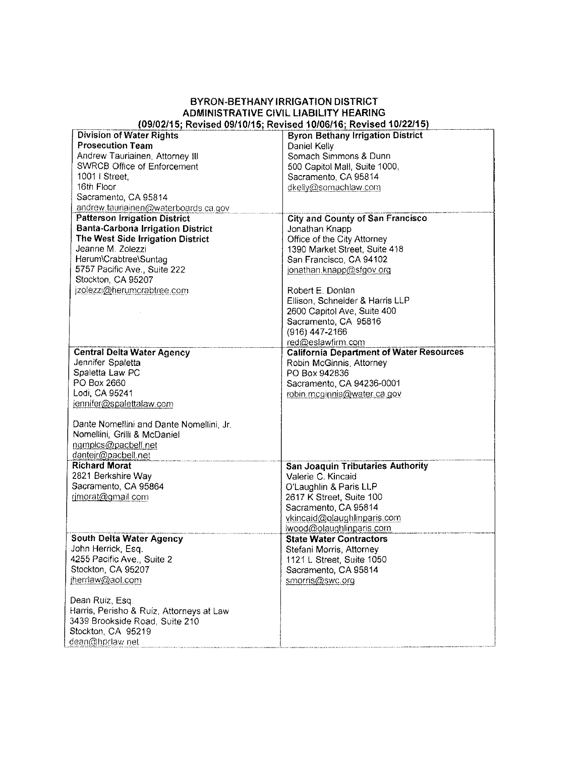**BYRON-BETHANY IRRIGATION DISTRICT**
**ADMINISTRATIVE CIVIL LIABILITY HEARING**
**(09/02/15; Revised 09/10/15; Revised 10/06/16; Revised 10/22/15)**

| | |
|---|---|
| **Division of Water Rights Prosecution Team**<br>Andrew Tauriainen, Attorney III<br>SWRCB Office of Enforcement<br>1001 I Street,<br>16th Floor<br>Sacramento, CA 95814<br>andrew.tauriainen@waterboards.ca.gov | **Byron Bethany Irrigation District**<br>Daniel Kelly<br>Somach Simmons & Dunn<br>500 Capitol Mall, Suite 1000,<br>Sacramento, CA 95814<br>dkelly@somachlaw.com |
| **Patterson Irrigation District**<br>**Banta-Carbona Irrigation District**<br>**The West Side Irrigation District**<br>Jeanne M. Zolezzi<br>Herum\Crabtree\Suntag<br>5757 Pacific Ave., Suite 222<br>Stockton, CA 95207<br>jzolezzi@herumcrabtree.com | **City and County of San Francisco**<br>Jonathan Knapp<br>Office of the City Attorney<br>1390 Market Street, Suite 418<br>San Francisco, CA 94102<br>jonathan.knapp@sfgov.org<br><br>Robert E. Donlan<br>Ellison, Schneider & Harris LLP<br>2600 Capitol Ave, Suite 400<br>Sacramento, CA 95816<br>(916) 447-2166<br>red@eslawfirm.com |
| **Central Delta Water Agency**<br>Jennifer Spaletta<br>Spaletta Law PC<br>PO Box 2660<br>Lodi, CA 95241<br>jennifer@spalettalaw.com<br><br>Dante Nomellini and Dante Nomellini, Jr.<br>Nomellini, Grilli & McDaniel<br>ngmplcs@pacbell.net<br>dantejr@pacbell.net | **California Department of Water Resources**<br>Robin McGinnis, Attorney<br>PO Box 942836<br>Sacramento, CA 94236-0001<br>robin.mcginnis@water.ca.gov |
| **Richard Morat**<br>2821 Berkshire Way<br>Sacramento, CA 95864<br>rjmorat@gmail.com | **San Joaquin Tributaries Authority**<br>Valerie C. Kincaid<br>O'Laughlin & Paris LLP<br>2617 K Street, Suite 100<br>Sacramento, CA 95814<br>vkincaid@olaughlinparis.com<br>lwood@olaughlinparis.com |
| **South Delta Water Agency**<br>John Herrick, Esq.<br>4255 Pacific Ave., Suite 2<br>Stockton, CA 95207<br>jherrlaw@aol.com<br><br>Dean Ruiz, Esq.<br>Harris, Perisho & Ruiz, Attorneys at Law<br>3439 Brookside Road, Suite 210<br>Stockton, CA 95219<br>dean@hprlaw.net | **State Water Contractors**<br>Stefani Morris, Attorney<br>1121 L Street, Suite 1050<br>Sacramento, CA 95814<br>smorris@swc.org |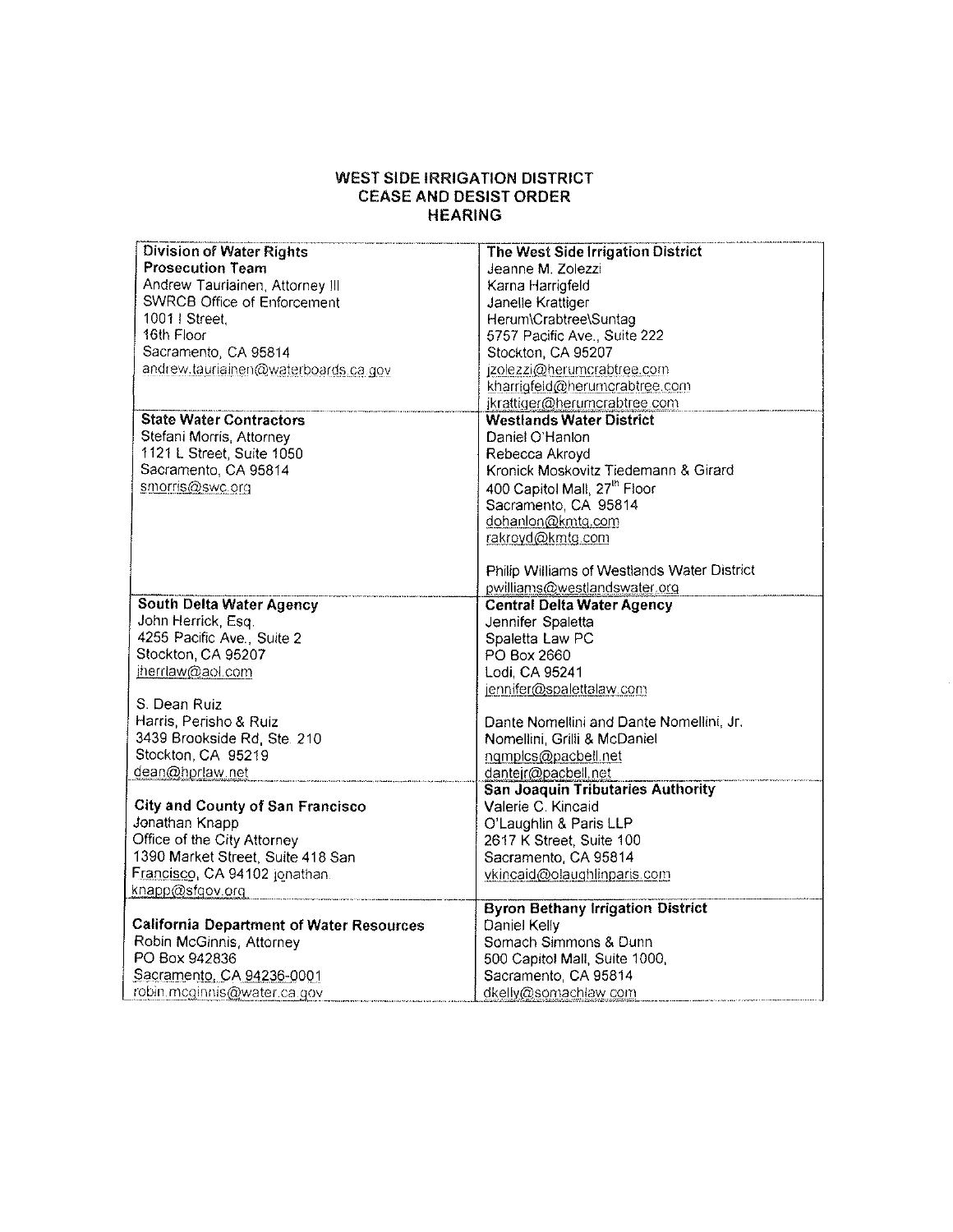**WEST SIDE IRRIGATION DISTRICT**
**CEASE AND DESIST ORDER**
**HEARING**

| | |
|---|---|
| **Division of Water Rights Prosecution Team**<br>Andrew Tauriainen, Attorney III<br>SWRCB Office of Enforcement<br>1001 I Street,<br>16th Floor<br>Sacramento, CA 95814<br>andrew.tauriainen@waterboards.ca.gov | **The West Side Irrigation District**<br>Jeanne M. Zolezzi<br>Karna Harrigfeld<br>Janelle Krattiger<br>Herum\Crabtree\Suntag<br>5757 Pacific Ave., Suite 222<br>Stockton, CA 95207<br>jzolezzi@herumcrabtree.com<br>kharrigfeld@herumcrabtree.com<br>jkrattiger@herumcrabtree.com |
| **State Water Contractors**<br>Stefani Morris, Attorney<br>1121 L Street, Suite 1050<br>Sacramento, CA 95814<br>smorris@swc.org | **Westlands Water District**<br>Daniel O'Hanlon<br>Rebecca Akroyd<br>Kronick Moskovitz Tiedemann & Girard<br>400 Capitol Mall, 27th Floor<br>Sacramento, CA 95814<br>dohanlon@kmtg.com<br>rakroyd@kmtg.com<br><br>Philip Williams of Westlands Water District<br>pwilliams@westlandswater.org |
| **South Delta Water Agency**<br>John Herrick, Esq.<br>4255 Pacific Ave., Suite 2<br>Stockton, CA 95207<br>jherrlaw@aol.com<br><br>S. Dean Ruiz<br>Harris, Perisho & Ruiz<br>3439 Brookside Rd, Ste. 210<br>Stockton, CA 95219<br>dean@hprlaw.net | **Central Delta Water Agency**<br>Jennifer Spaletta<br>Spaletta Law PC<br>PO Box 2660<br>Lodi, CA 95241<br>jennifer@spalettalaw.com<br><br>Dante Nomellini and Dante Nomellini, Jr.<br>Nomellini, Grilli & McDaniel<br>ngmplcs@pacbell.net<br>dantejr@pacbell.net |
| **City and County of San Francisco**<br>Jonathan Knapp<br>Office of the City Attorney<br>1390 Market Street, Suite 418 San Francisco, CA 94102 jonathan.knapp@sfgov.org | **San Joaquin Tributaries Authority**<br>Valerie C. Kincaid<br>O'Laughlin & Paris LLP<br>2617 K Street, Suite 100<br>Sacramento, CA 95814<br>vkincaid@olaughlinparis.com |
| **California Department of Water Resources**<br>Robin McGinnis, Attorney<br>PO Box 942836<br>Sacramento, CA 94236-0001<br>robin.mcginnis@water.ca.gov | **Byron Bethany Irrigation District**<br>Daniel Kelly<br>Somach Simmons & Dunn<br>500 Capitol Mall, Suite 1000,<br>Sacramento, CA 95814<br>dkelly@somachlaw.com |